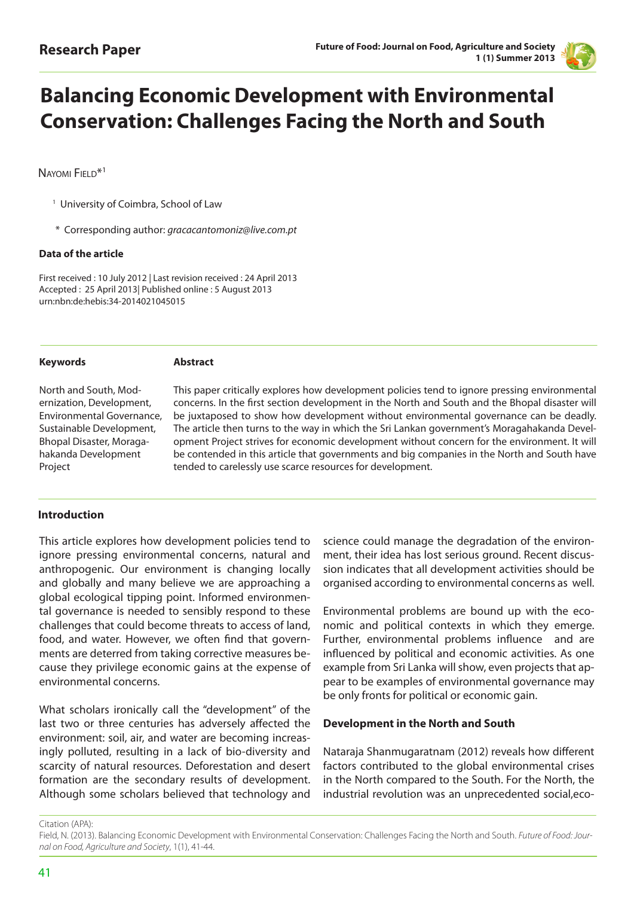Research Paper

# Balancing Economic Development with Environmental Conservation: Challenges Facing the North and South

Nayomi Field*[1]

[1] University of Coimbra, School of Law

\* Corresponding author: *gracacantomoniz@live.com.pt*

**Data of the article**

First received : 10 July 2012 | Last revision received : 24 April 2013
Accepted : 25 April 2013| Published online : 5 August 2013
urn:nbn:de:hebis:34-2014021045015

**Keywords**

North and South, Modernization, Development, Environmental Governance, Sustainable Development, Bhopal Disaster, Moragahakanda Development Project

**Abstract**

This paper critically explores how development policies tend to ignore pressing environmental concerns. In the first section development in the North and South and the Bhopal disaster will be juxtaposed to show how development without environmental governance can be deadly. The article then turns to the way in which the Sri Lankan government's Moragahakanda Development Project strives for economic development without concern for the environment. It will be contended in this article that governments and big companies in the North and South have tended to carelessly use scarce resources for development.

## Introduction

This article explores how development policies tend to ignore pressing environmental concerns, natural and anthropogenic. Our environment is changing locally and globally and many believe we are approaching a global ecological tipping point. Informed environmental governance is needed to sensibly respond to these challenges that could become threats to access of land, food, and water. However, we often find that governments are deterred from taking corrective measures because they privilege economic gains at the expense of environmental concerns.

What scholars ironically call the "development" of the last two or three centuries has adversely affected the environment: soil, air, and water are becoming increasingly polluted, resulting in a lack of bio-diversity and scarcity of natural resources. Deforestation and desert formation are the secondary results of development. Although some scholars believed that technology and science could manage the degradation of the environment, their idea has lost serious ground. Recent discussion indicates that all development activities should be organised according to environmental concerns as well.

Environmental problems are bound up with the economic and political contexts in which they emerge. Further, environmental problems influence and are influenced by political and economic activities. As one example from Sri Lanka will show, even projects that appear to be examples of environmental governance may be only fronts for political or economic gain.

## Development in the North and South

Nataraja Shanmugaratnam (2012) reveals how different factors contributed to the global environmental crises in the North compared to the South. For the North, the industrial revolution was an unprecedented social,eco-

Citation (APA):
Field, N. (2013). Balancing Economic Development with Environmental Conservation: Challenges Facing the North and South. *Future of Food: Journal on Food, Agriculture and Society*, 1(1), 41-44.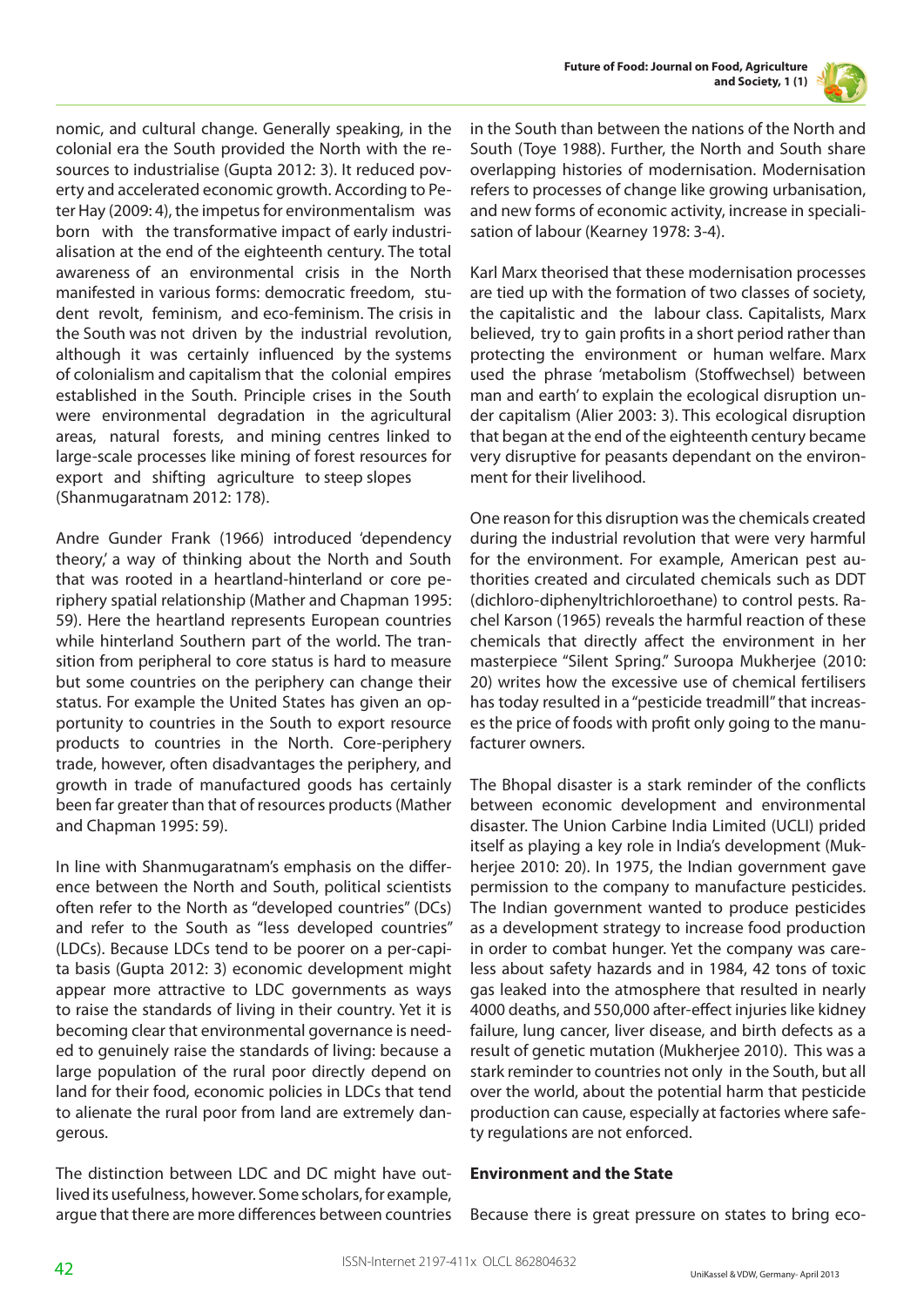nomic, and cultural change. Generally speaking, in the colonial era the South provided the North with the resources to industrialise (Gupta 2012: 3). It reduced poverty and accelerated economic growth. According to Peter Hay (2009: 4), the impetus for environmentalism was born with the transformative impact of early industrialisation at the end of the eighteenth century. The total awareness of an environmental crisis in the North manifested in various forms: democratic freedom, student revolt, feminism, and eco-feminism. The crisis in the South was not driven by the industrial revolution, although it was certainly influenced by the systems of colonialism and capitalism that the colonial empires established in the South. Principle crises in the South were environmental degradation in the agricultural areas, natural forests, and mining centres linked to large-scale processes like mining of forest resources for export and shifting agriculture to steep slopes (Shanmugaratnam 2012: 178).

Andre Gunder Frank (1966) introduced 'dependency theory,' a way of thinking about the North and South that was rooted in a heartland-hinterland or core periphery spatial relationship (Mather and Chapman 1995: 59). Here the heartland represents European countries while hinterland Southern part of the world. The transition from peripheral to core status is hard to measure but some countries on the periphery can change their status. For example the United States has given an opportunity to countries in the South to export resource products to countries in the North. Core-periphery trade, however, often disadvantages the periphery, and growth in trade of manufactured goods has certainly been far greater than that of resources products (Mather and Chapman 1995: 59).

In line with Shanmugaratnam's emphasis on the difference between the North and South, political scientists often refer to the North as "developed countries" (DCs) and refer to the South as "less developed countries" (LDCs). Because LDCs tend to be poorer on a per-capita basis (Gupta 2012: 3) economic development might appear more attractive to LDC governments as ways to raise the standards of living in their country. Yet it is becoming clear that environmental governance is needed to genuinely raise the standards of living: because a large population of the rural poor directly depend on land for their food, economic policies in LDCs that tend to alienate the rural poor from land are extremely dangerous.

The distinction between LDC and DC might have outlived its usefulness, however. Some scholars, for example, argue that there are more differences between countries in the South than between the nations of the North and South (Toye 1988). Further, the North and South share overlapping histories of modernisation. Modernisation refers to processes of change like growing urbanisation, and new forms of economic activity, increase in specialisation of labour (Kearney 1978: 3-4).

Karl Marx theorised that these modernisation processes are tied up with the formation of two classes of society, the capitalistic and the labour class. Capitalists, Marx believed, try to gain profits in a short period rather than protecting the environment or human welfare. Marx used the phrase 'metabolism (Stoffwechsel) between man and earth' to explain the ecological disruption under capitalism (Alier 2003: 3). This ecological disruption that began at the end of the eighteenth century became very disruptive for peasants dependant on the environment for their livelihood.

One reason for this disruption was the chemicals created during the industrial revolution that were very harmful for the environment. For example, American pest authorities created and circulated chemicals such as DDT (dichloro-diphenyltrichloroethane) to control pests. Rachel Karson (1965) reveals the harmful reaction of these chemicals that directly affect the environment in her masterpiece "Silent Spring." Suroopa Mukherjee (2010: 20) writes how the excessive use of chemical fertilisers has today resulted in a "pesticide treadmill" that increases the price of foods with profit only going to the manufacturer owners.

The Bhopal disaster is a stark reminder of the conflicts between economic development and environmental disaster. The Union Carbine India Limited (UCLI) prided itself as playing a key role in India's development (Mukherjee 2010: 20). In 1975, the Indian government gave permission to the company to manufacture pesticides. The Indian government wanted to produce pesticides as a development strategy to increase food production in order to combat hunger. Yet the company was careless about safety hazards and in 1984, 42 tons of toxic gas leaked into the atmosphere that resulted in nearly 4000 deaths, and 550,000 after-effect injuries like kidney failure, lung cancer, liver disease, and birth defects as a result of genetic mutation (Mukherjee 2010). This was a stark reminder to countries not only in the South, but all over the world, about the potential harm that pesticide production can cause, especially at factories where safety regulations are not enforced.

**Environment and the State**

Because there is great pressure on states to bring eco-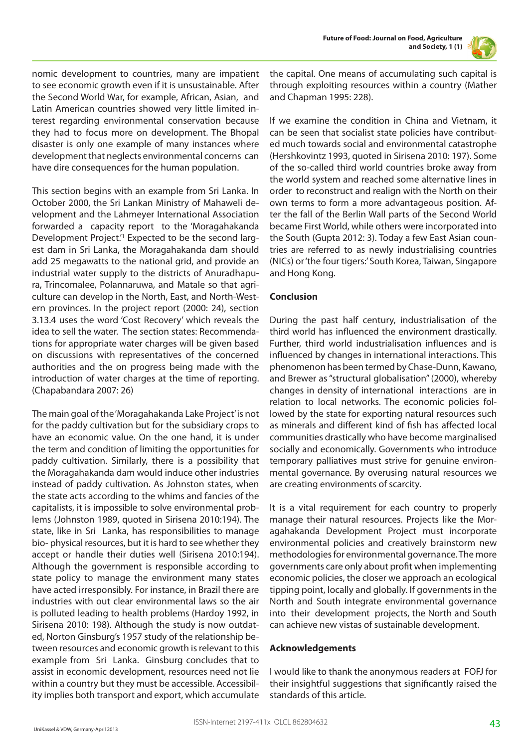nomic development to countries, many are impatient to see economic growth even if it is unsustainable. After the Second World War, for example, African, Asian, and Latin American countries showed very little limited interest regarding environmental conservation because they had to focus more on development. The Bhopal disaster is only one example of many instances where development that neglects environmental concerns can have dire consequences for the human population.

This section begins with an example from Sri Lanka. In October 2000, the Sri Lankan Ministry of Mahaweli development and the Lahmeyer International Association forwarded a capacity report to the 'Moragahakanda Development Project.'[1] Expected to be the second largest dam in Sri Lanka, the Moragahakanda dam should add 25 megawatts to the national grid, and provide an industrial water supply to the districts of Anuradhapura, Trincomalee, Polannaruwa, and Matale so that agriculture can develop in the North, East, and North-Western provinces. In the project report (2000: 24), section 3.13.4 uses the word 'Cost Recovery' which reveals the idea to sell the water. The section states: Recommendations for appropriate water charges will be given based on discussions with representatives of the concerned authorities and the on progress being made with the introduction of water charges at the time of reporting. (Chapabandara 2007: 26)

The main goal of the 'Moragahakanda Lake Project' is not for the paddy cultivation but for the subsidiary crops to have an economic value. On the one hand, it is under the term and condition of limiting the opportunities for paddy cultivation. Similarly, there is a possibility that the Moragahakanda dam would induce other industries instead of paddy cultivation. As Johnston states, when the state acts according to the whims and fancies of the capitalists, it is impossible to solve environmental problems (Johnston 1989, quoted in Sirisena 2010:194). The state, like in Sri Lanka, has responsibilities to manage bio- physical resources, but it is hard to see whether they accept or handle their duties well (Sirisena 2010:194). Although the government is responsible according to state policy to manage the environment many states have acted irresponsibly. For instance, in Brazil there are industries with out clear environmental laws so the air is polluted leading to health problems (Hardoy 1992, in Sirisena 2010: 198). Although the study is now outdated, Norton Ginsburg's 1957 study of the relationship between resources and economic growth is relevant to this example from Sri Lanka. Ginsburg concludes that to assist in economic development, resources need not lie within a country but they must be accessible. Accessibility implies both transport and export, which accumulate the capital. One means of accumulating such capital is through exploiting resources within a country (Mather and Chapman 1995: 228).

If we examine the condition in China and Vietnam, it can be seen that socialist state policies have contributed much towards social and environmental catastrophe (Hershkovintz 1993, quoted in Sirisena 2010: 197). Some of the so-called third world countries broke away from the world system and reached some alternative lines in order to reconstruct and realign with the North on their own terms to form a more advantageous position. After the fall of the Berlin Wall parts of the Second World became First World, while others were incorporated into the South (Gupta 2012: 3). Today a few East Asian countries are referred to as newly industrialising countries (NICs) or 'the four tigers:' South Korea, Taiwan, Singapore and Hong Kong.

## Conclusion

During the past half century, industrialisation of the third world has influenced the environment drastically. Further, third world industrialisation influences and is influenced by changes in international interactions. This phenomenon has been termed by Chase-Dunn, Kawano, and Brewer as "structural globalisation" (2000), whereby changes in density of international interactions are in relation to local networks. The economic policies followed by the state for exporting natural resources such as minerals and different kind of fish has affected local communities drastically who have become marginalised socially and economically. Governments who introduce temporary palliatives must strive for genuine environmental governance. By overusing natural resources we are creating environments of scarcity.

It is a vital requirement for each country to properly manage their natural resources. Projects like the Moragahakanda Development Project must incorporate environmental policies and creatively brainstorm new methodologies for environmental governance. The more governments care only about profit when implementing economic policies, the closer we approach an ecological tipping point, locally and globally. If governments in the North and South integrate environmental governance into their development projects, the North and South can achieve new vistas of sustainable development.

## Acknowledgements

I would like to thank the anonymous readers at FOFJ for their insightful suggestions that significantly raised the standards of this article.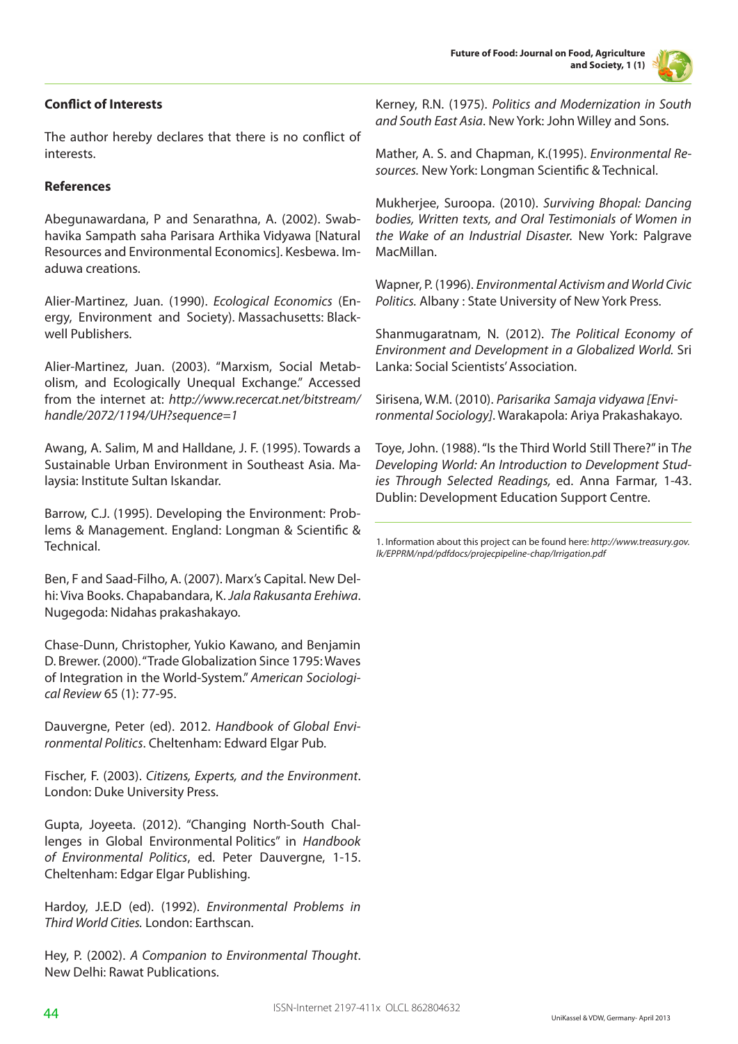**Conflict of Interests**

The author hereby declares that there is no conflict of interests.

**References**

Abegunawardana, P and Senarathna, A. (2002). Swabhavika Sampath saha Parisara Arthika Vidyawa [Natural Resources and Environmental Economics]. Kesbewa. Imaduwa creations.

Alier-Martinez, Juan. (1990). *Ecological Economics* (Energy, Environment and Society). Massachusetts: Blackwell Publishers.

Alier-Martinez, Juan. (2003). "Marxism, Social Metabolism, and Ecologically Unequal Exchange." Accessed from the internet at: *http://www.recercat.net/bitstream/handle/2072/1194/UH?sequence=1*

Awang, A. Salim, M and Halldane, J. F. (1995). Towards a Sustainable Urban Environment in Southeast Asia. Malaysia: Institute Sultan Iskandar.

Barrow, C.J. (1995). Developing the Environment: Problems & Management. England: Longman & Scientific & Technical.

Ben, F and Saad-Filho, A. (2007). Marx's Capital. New Delhi: Viva Books. Chapabandara, K. *Jala Rakusanta Erehiwa*. Nugegoda: Nidahas prakashakayo.

Chase-Dunn, Christopher, Yukio Kawano, and Benjamin D. Brewer. (2000). "Trade Globalization Since 1795: Waves of Integration in the World-System." *American Sociological Review* 65 (1): 77-95.

Dauvergne, Peter (ed). 2012. *Handbook of Global Environmental Politics*. Cheltenham: Edward Elgar Pub.

Fischer, F. (2003). *Citizens, Experts, and the Environment*. London: Duke University Press.

Gupta, Joyeeta. (2012). "Changing North-South Challenges in Global Environmental Politics" in *Handbook of Environmental Politics*, ed. Peter Dauvergne, 1-15. Cheltenham: Edgar Elgar Publishing.

Hardoy, J.E.D (ed). (1992). *Environmental Problems in Third World Cities.* London: Earthscan.

Hey, P. (2002). *A Companion to Environmental Thought*. New Delhi: Rawat Publications.

Kerney, R.N. (1975). *Politics and Modernization in South and South East Asia*. New York: John Willey and Sons.

Mather, A. S. and Chapman, K.(1995). *Environmental Resources.* New York: Longman Scientific & Technical.

Mukherjee, Suroopa. (2010). *Surviving Bhopal: Dancing bodies, Written texts, and Oral Testimonials of Women in the Wake of an Industrial Disaster.* New York: Palgrave MacMillan.

Wapner, P. (1996). *Environmental Activism and World Civic Politics.* Albany : State University of New York Press.

Shanmugaratnam, N. (2012). *The Political Economy of Environment and Development in a Globalized World.* Sri Lanka: Social Scientists' Association.

Sirisena, W.M. (2010). *Parisarika Samaja vidyawa [Environmental Sociology]*. Warakapola: Ariya Prakashakayo.

Toye, John. (1988). "Is the Third World Still There?" in T*he Developing World: An Introduction to Development Studies Through Selected Readings,* ed. Anna Farmar, 1-43. Dublin: Development Education Support Centre.

---

1. Information about this project can be found here: *http://www.treasury.gov.lk/EPPRM/npd/pdfdocs/projecpipeline-chap/Irrigation.pdf*